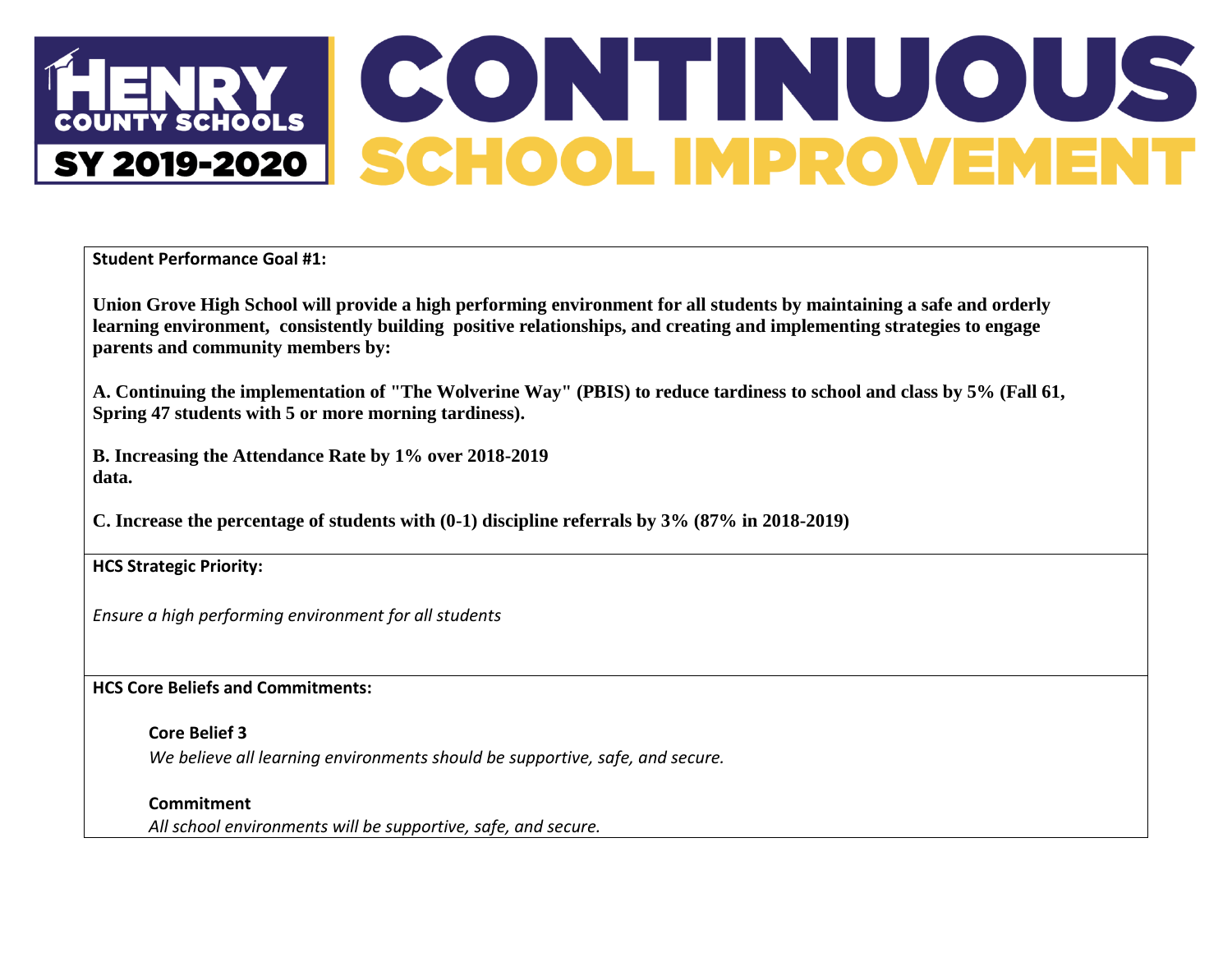# HENRY COUNTY SCHOOLS SY 2019-2020 CONTINUOUS SCHOOL IMPROVEMENT

**Student Performance Goal #1:**

**Union Grove High School will provide a high performing environment for all students by maintaining a safe and orderly learning environment, consistently building positive relationships, and creating and implementing strategies to engage parents and community members by:**

**A. Continuing the implementation of "The Wolverine Way" (PBIS) to reduce tardiness to school and class by 5% (Fall 61, Spring 47 students with 5 or more morning tardiness).**

**B. Increasing the Attendance Rate by 1% over 2018-2019 data.**

**C. Increase the percentage of students with (0-1) discipline referrals by 3% (87% in 2018-2019)**

**HCS Strategic Priority:**

*Ensure a high performing environment for all students*

**HCS Core Beliefs and Commitments:**

**Core Belief 3**
*We believe all learning environments should be supportive, safe, and secure.*

**Commitment**
*All school environments will be supportive, safe, and secure.*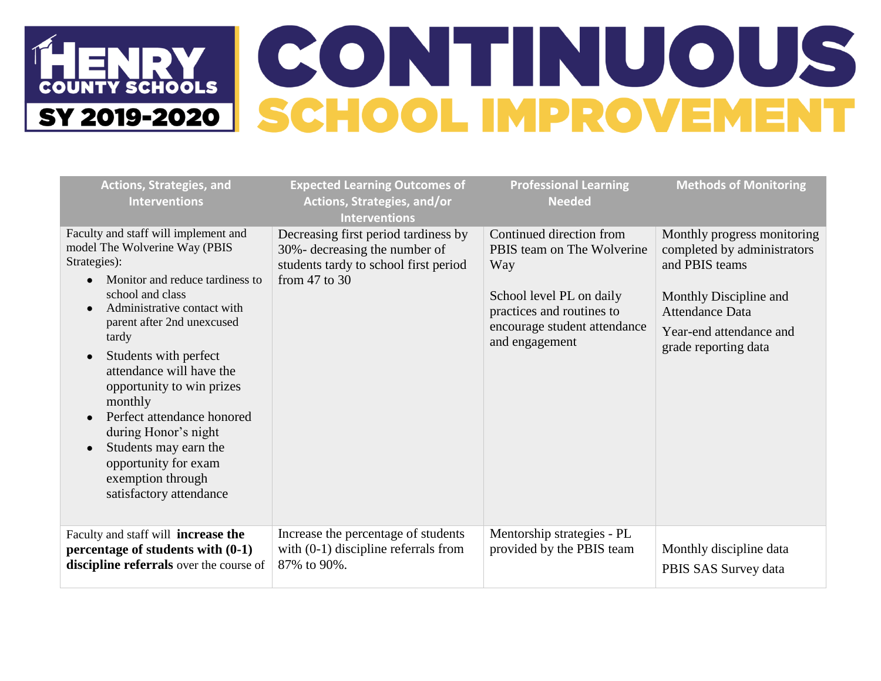# Henry County Schools SY 2019-2020 CONTINUOUS SCHOOL IMPROVEMENT

| Actions, Strategies, and Interventions | Expected Learning Outcomes of Actions, Strategies, and/or Interventions | Professional Learning Needed | Methods of Monitoring |
|---|---|---|---|
| Faculty and staff will implement and model The Wolverine Way (PBIS Strategies): <br>• Monitor and reduce tardiness to school and class <br>• Administrative contact with parent after 2nd unexcused tardy <br>• Students with perfect attendance will have the opportunity to win prizes monthly <br>• Perfect attendance honored during Honor's night <br>• Students may earn the opportunity for exam exemption through satisfactory attendance | Decreasing first period tardiness by 30%- decreasing the number of students tardy to school first period from 47 to 30 | Continued direction from PBIS team on The Wolverine Way <br><br>School level PL on daily practices and routines to encourage student attendance and engagement | Monthly progress monitoring completed by administrators and PBIS teams <br><br>Monthly Discipline and Attendance Data <br><br>Year-end attendance and grade reporting data |
| Faculty and staff will **increase the percentage of students with (0-1) discipline referrals** over the course of | Increase the percentage of students with (0-1) discipline referrals from 87% to 90%. | Mentorship strategies - PL provided by the PBIS team | Monthly discipline data <br><br>PBIS SAS Survey data |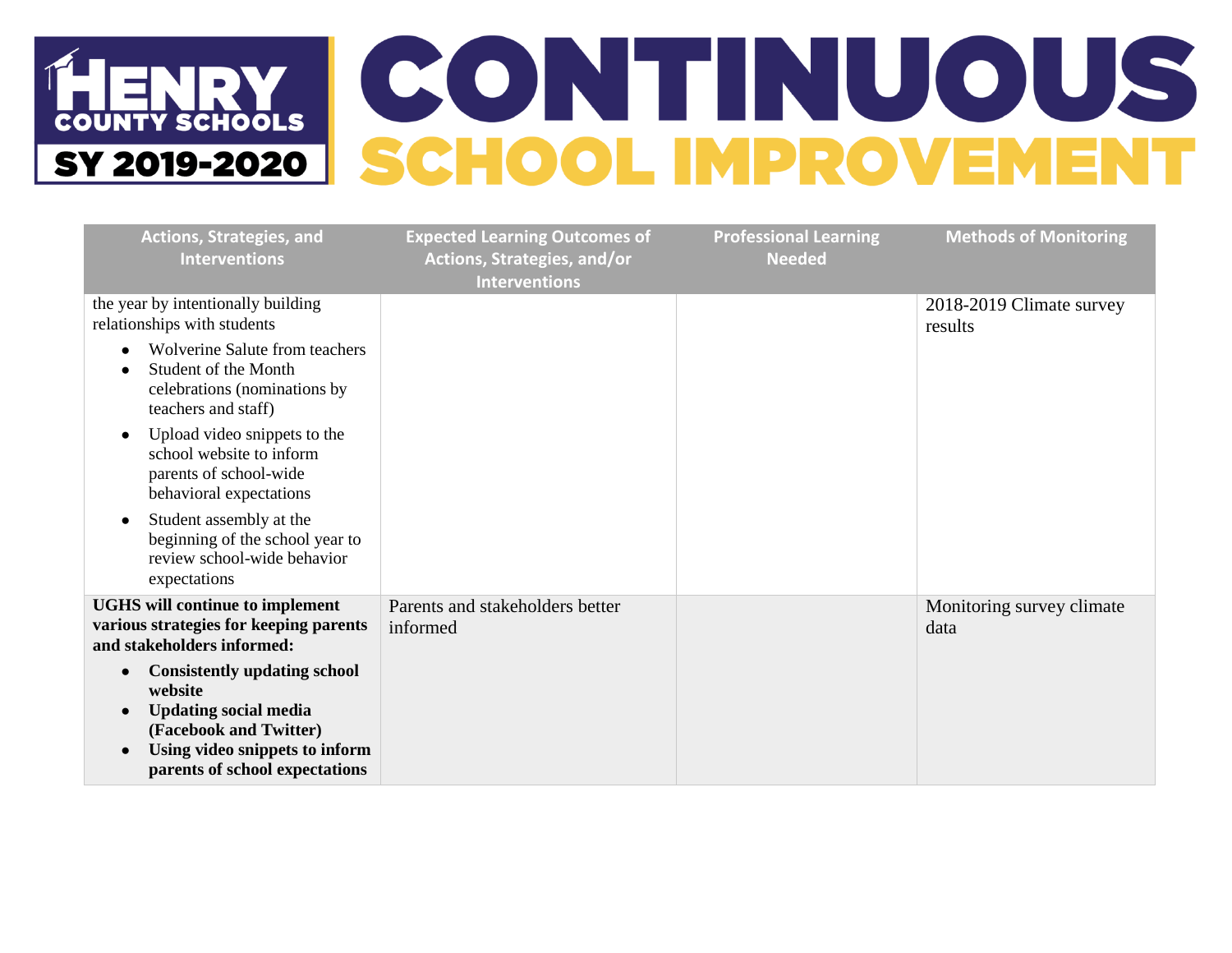| Actions, Strategies, and Interventions | Expected Learning Outcomes of Actions, Strategies, and/or Interventions | Professional Learning Needed | Methods of Monitoring |
|---|---|---|---|
| the year by intentionally building relationships with students<br>• Wolverine Salute from teachers<br>• Student of the Month celebrations (nominations by teachers and staff)<br>• Upload video snippets to the school website to inform parents of school-wide behavioral expectations<br>• Student assembly at the beginning of the school year to review school-wide behavior expectations | | | 2018-2019 Climate survey results |
| **UGHS will continue to implement various strategies for keeping parents and stakeholders informed:**<br>• **Consistently updating school website**<br>• **Updating social media (Facebook and Twitter)**<br>• **Using video snippets to inform parents of school expectations** | Parents and stakeholders better informed | | Monitoring survey climate data |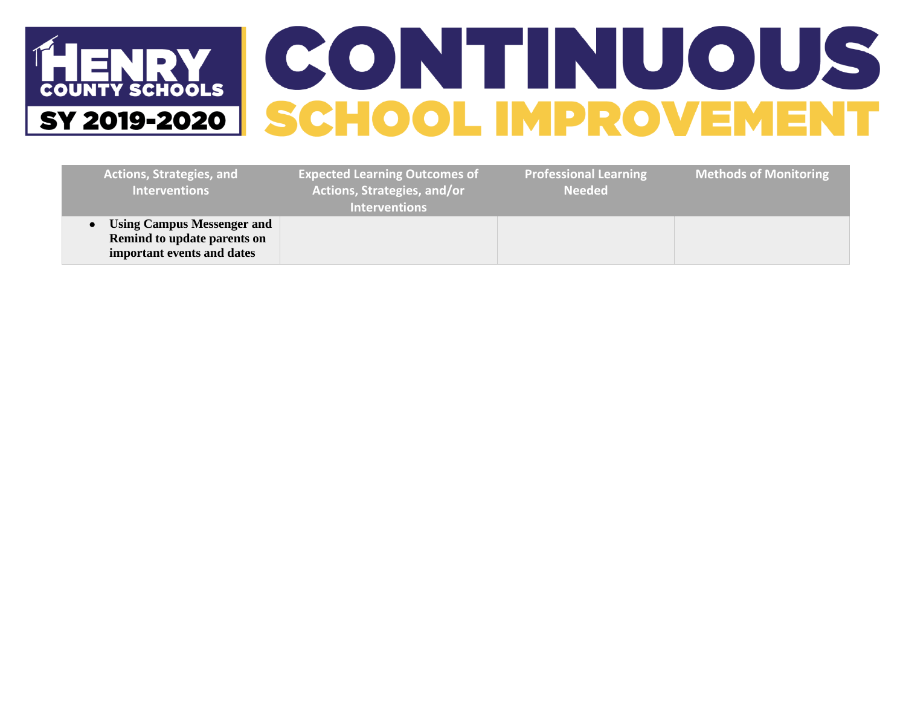| Actions, Strategies, and Interventions | Expected Learning Outcomes of Actions, Strategies, and/or Interventions | Professional Learning Needed | Methods of Monitoring |
|---|---|---|---|
| • **Using Campus Messenger and Remind to update parents on important events and dates** | | | |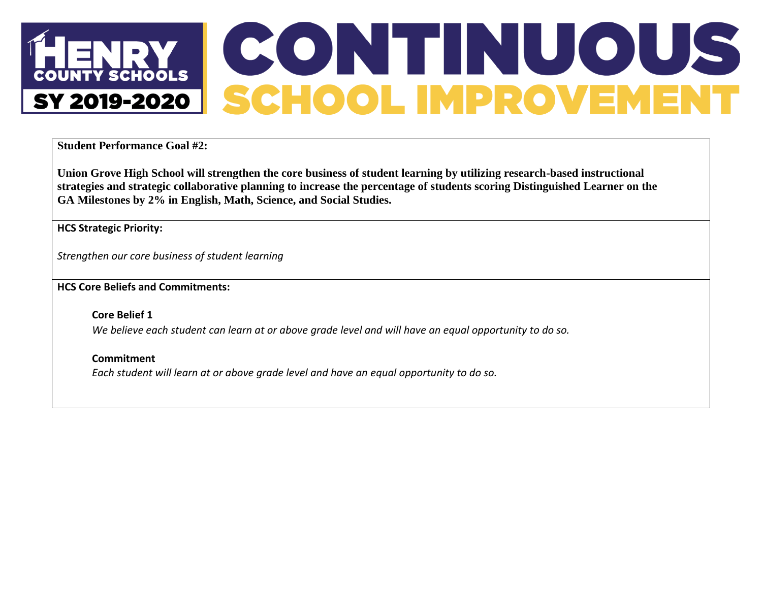**Student Performance Goal #2:**

**Union Grove High School will strengthen the core business of student learning by utilizing research-based instructional strategies and strategic collaborative planning to increase the percentage of students scoring Distinguished Learner on the GA Milestones by 2% in English, Math, Science, and Social Studies.**

**HCS Strategic Priority:**

*Strengthen our core business of student learning*

**HCS Core Beliefs and Commitments:**

**Core Belief 1**

*We believe each student can learn at or above grade level and will have an equal opportunity to do so.*

**Commitment**

*Each student will learn at or above grade level and have an equal opportunity to do so.*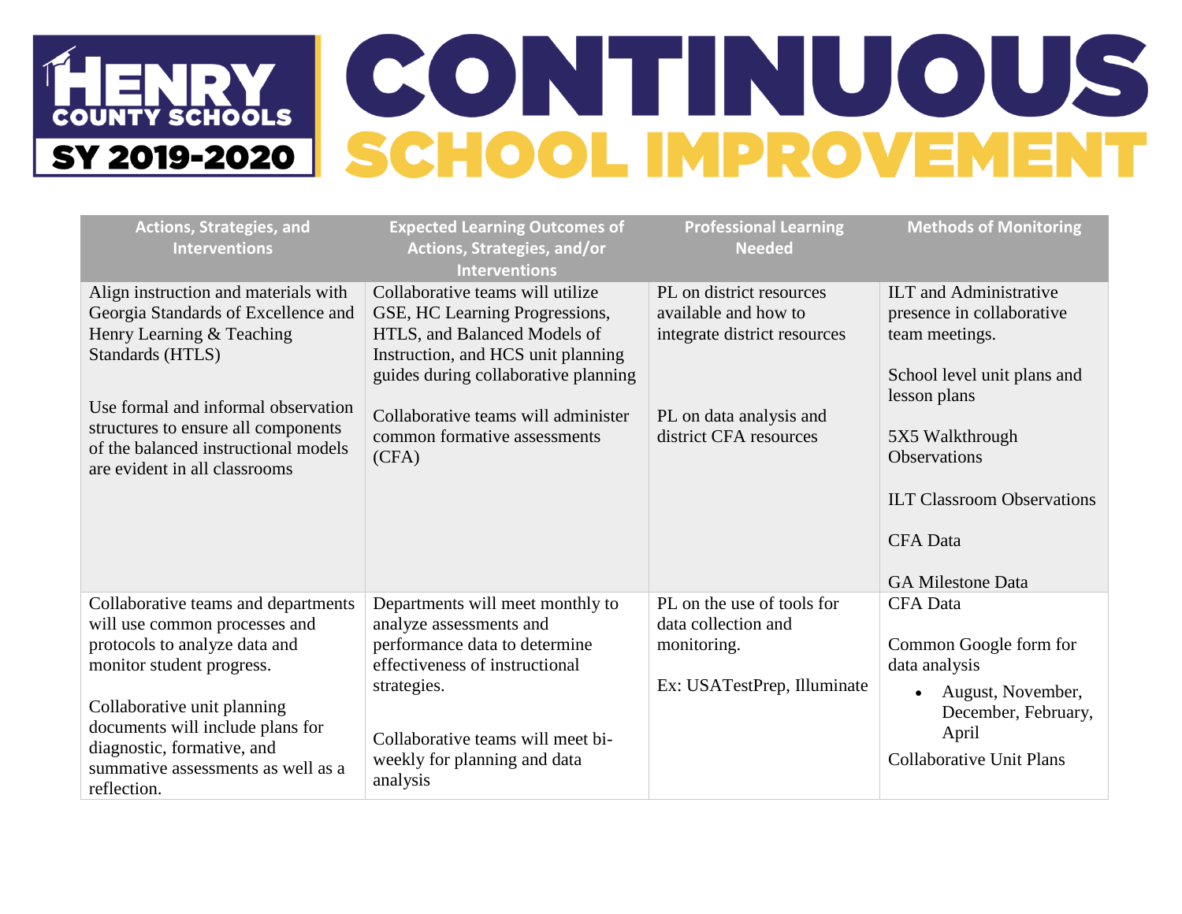# HENRY COUNTY SCHOOLS SY 2019-2020 CONTINUOUS SCHOOL IMPROVEMENT

| Actions, Strategies, and Interventions | Expected Learning Outcomes of Actions, Strategies, and/or Interventions | Professional Learning Needed | Methods of Monitoring |
|---|---|---|---|
| Align instruction and materials with Georgia Standards of Excellence and Henry Learning & Teaching Standards (HTLS)<br><br>Use formal and informal observation structures to ensure all components of the balanced instructional models are evident in all classrooms | Collaborative teams will utilize GSE, HC Learning Progressions, HTLS, and Balanced Models of Instruction, and HCS unit planning guides during collaborative planning<br><br>Collaborative teams will administer common formative assessments (CFA) | PL on district resources available and how to integrate district resources<br><br>PL on data analysis and district CFA resources | ILT and Administrative presence in collaborative team meetings.<br><br>School level unit plans and lesson plans<br><br>5X5 Walkthrough Observations<br><br>ILT Classroom Observations<br><br>CFA Data<br><br>GA Milestone Data |
| Collaborative teams and departments will use common processes and protocols to analyze data and monitor student progress.<br><br>Collaborative unit planning documents will include plans for diagnostic, formative, and summative assessments as well as a reflection. | Departments will meet monthly to analyze assessments and performance data to determine effectiveness of instructional strategies.<br><br>Collaborative teams will meet bi-weekly for planning and data analysis | PL on the use of tools for data collection and monitoring.<br><br>Ex: USATestPrep, Illuminate | CFA Data<br><br>Common Google form for data analysis<br>• August, November, December, February, April<br><br>Collaborative Unit Plans |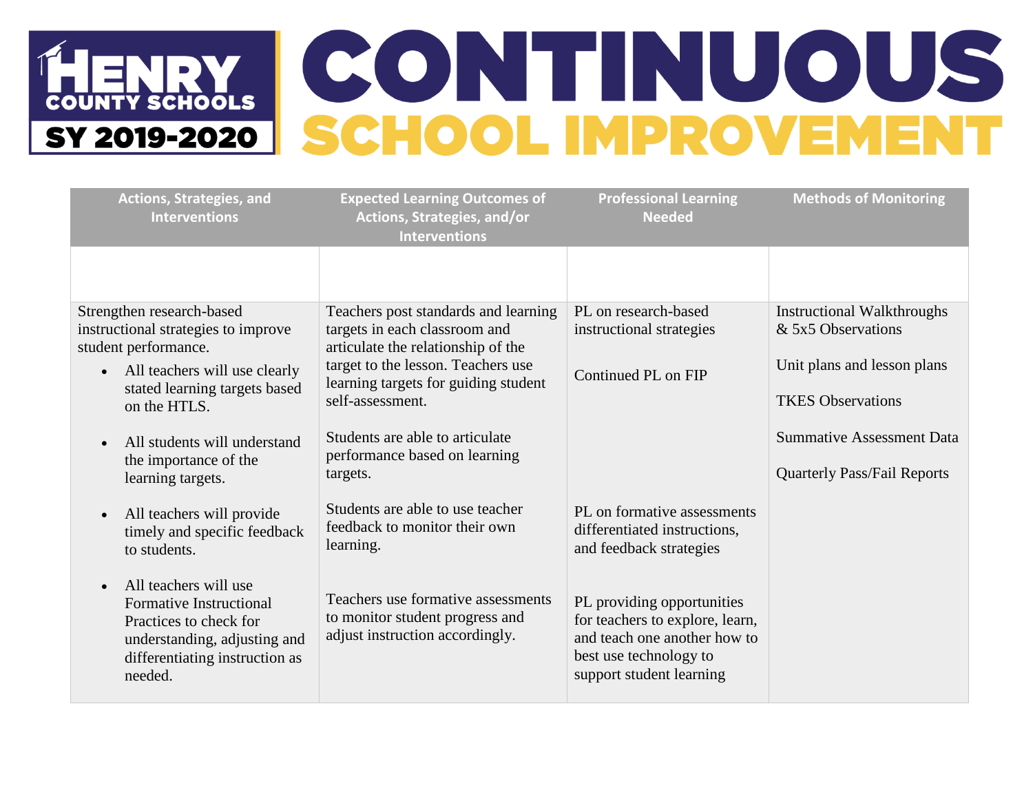# Henry County Schools SY 2019-2020 CONTINUOUS SCHOOL IMPROVEMENT

| Actions, Strategies, and Interventions | Expected Learning Outcomes of Actions, Strategies, and/or Interventions | Professional Learning Needed | Methods of Monitoring |
|---|---|---|---|
| | | | |
| Strengthen research-based instructional strategies to improve student performance.<br>• All teachers will use clearly stated learning targets based on the HTLS.<br>• All students will understand the importance of the learning targets.<br>• All teachers will provide timely and specific feedback to students.<br>• All teachers will use Formative Instructional Practices to check for understanding, adjusting and differentiating instruction as needed. | Teachers post standards and learning targets in each classroom and articulate the relationship of the target to the lesson. Teachers use learning targets for guiding student self-assessment.<br><br>Students are able to articulate performance based on learning targets.<br><br>Students are able to use teacher feedback to monitor their own learning.<br><br>Teachers use formative assessments to monitor student progress and adjust instruction accordingly. | PL on research-based instructional strategies<br><br>Continued PL on FIP<br><br>PL on formative assessments differentiated instructions, and feedback strategies<br><br>PL providing opportunities for teachers to explore, learn, and teach one another how to best use technology to support student learning | Instructional Walkthroughs & 5x5 Observations<br><br>Unit plans and lesson plans<br><br>TKES Observations<br><br>Summative Assessment Data<br><br>Quarterly Pass/Fail Reports |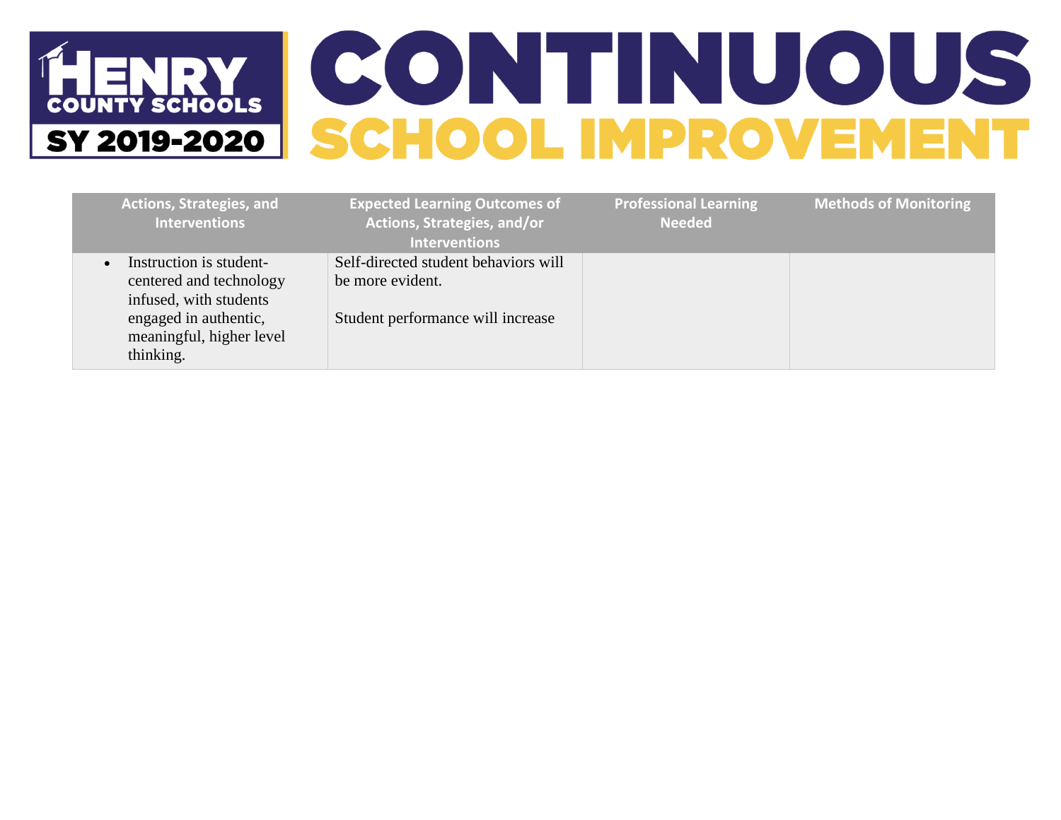| Actions, Strategies, and Interventions | Expected Learning Outcomes of Actions, Strategies, and/or Interventions | Professional Learning Needed | Methods of Monitoring |
|---|---|---|---|
| • Instruction is student-centered and technology infused, with students engaged in authentic, meaningful, higher level thinking. | Self-directed student behaviors will be more evident.<br><br>Student performance will increase | | |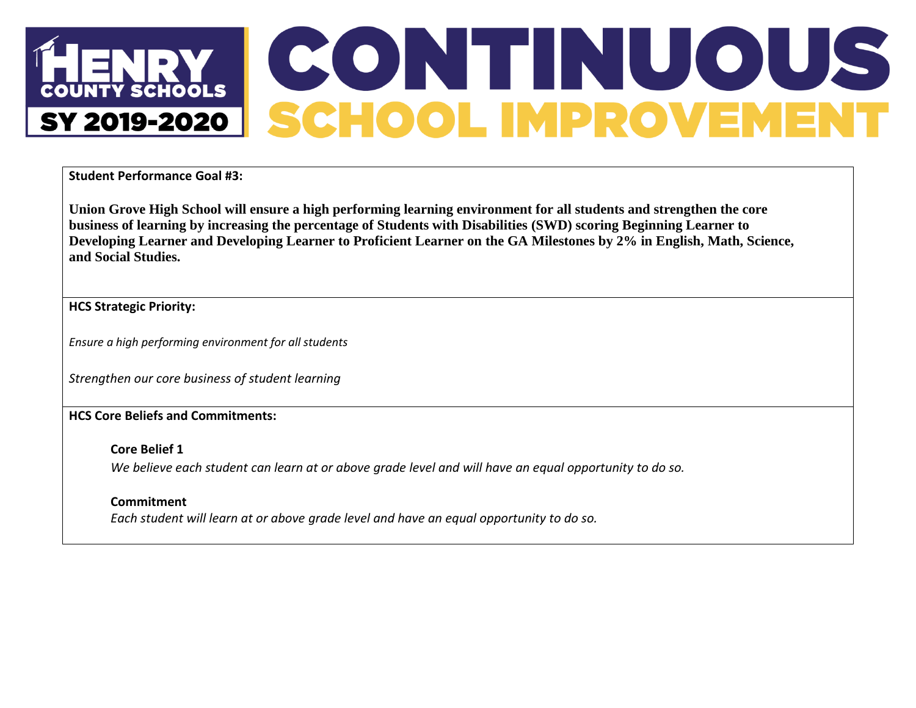**Student Performance Goal #3:**

**Union Grove High School will ensure a high performing learning environment for all students and strengthen the core business of learning by increasing the percentage of Students with Disabilities (SWD) scoring Beginning Learner to Developing Learner and Developing Learner to Proficient Learner on the GA Milestones by 2% in English, Math, Science, and Social Studies.**

**HCS Strategic Priority:**

*Ensure a high performing environment for all students*

*Strengthen our core business of student learning*

**HCS Core Beliefs and Commitments:**

**Core Belief 1**

*We believe each student can learn at or above grade level and will have an equal opportunity to do so.*

**Commitment**

*Each student will learn at or above grade level and have an equal opportunity to do so.*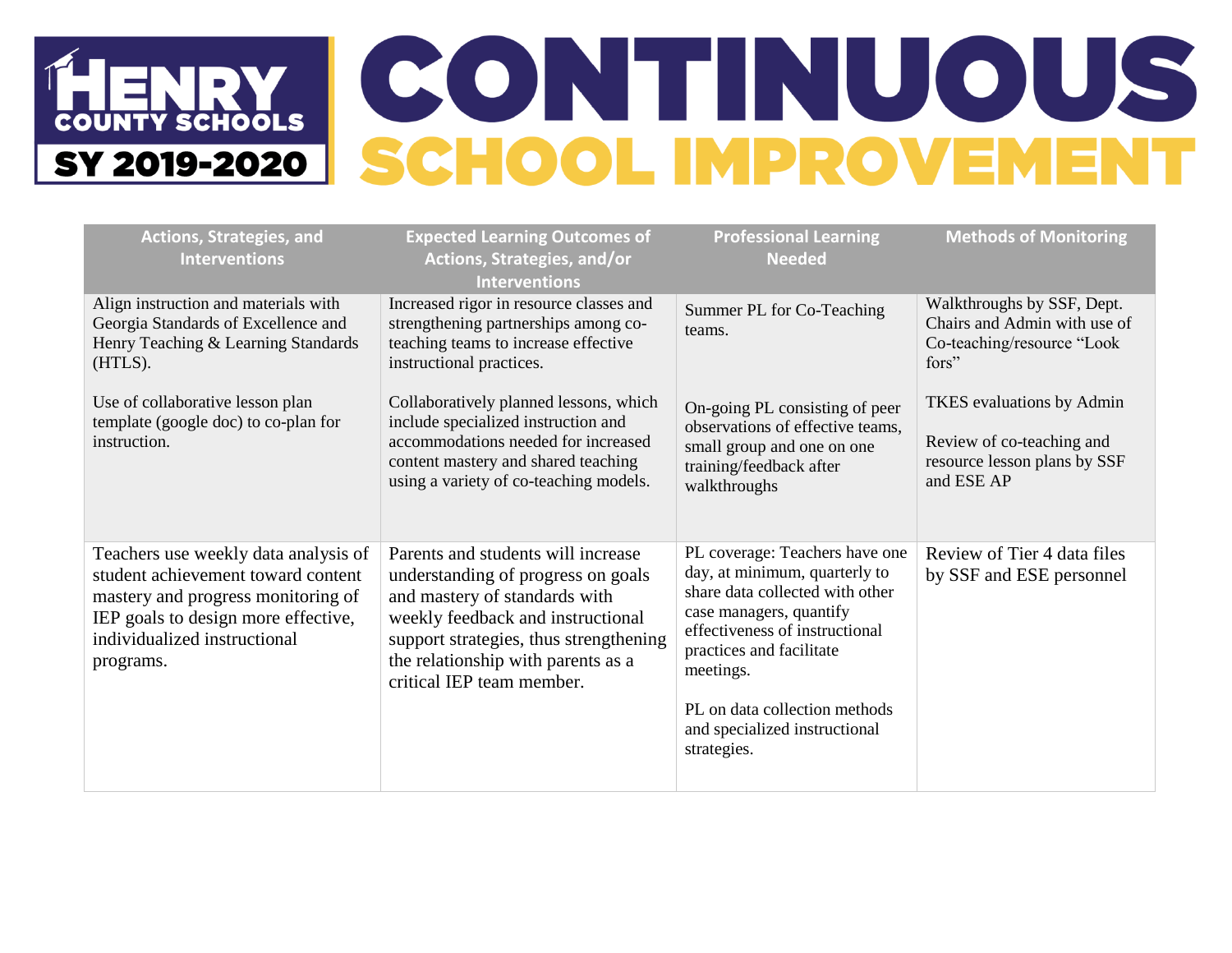# HENRY COUNTY SCHOOLS SY 2019-2020 CONTINUOUS SCHOOL IMPROVEMENT

| Actions, Strategies, and Interventions | Expected Learning Outcomes of Actions, Strategies, and/or Interventions | Professional Learning Needed | Methods of Monitoring |
|---|---|---|---|
| Align instruction and materials with Georgia Standards of Excellence and Henry Teaching & Learning Standards (HTLS).<br><br>Use of collaborative lesson plan template (google doc) to co-plan for instruction. | Increased rigor in resource classes and strengthening partnerships among co-teaching teams to increase effective instructional practices.<br><br>Collaboratively planned lessons, which include specialized instruction and accommodations needed for increased content mastery and shared teaching using a variety of co-teaching models. | Summer PL for Co-Teaching teams.<br><br>On-going PL consisting of peer observations of effective teams, small group and one on one training/feedback after walkthroughs | Walkthroughs by SSF, Dept. Chairs and Admin with use of Co-teaching/resource "Look fors"<br><br>TKES evaluations by Admin<br><br>Review of co-teaching and resource lesson plans by SSF and ESE AP |
| Teachers use weekly data analysis of student achievement toward content mastery and progress monitoring of IEP goals to design more effective, individualized instructional programs. | Parents and students will increase understanding of progress on goals and mastery of standards with weekly feedback and instructional support strategies, thus strengthening the relationship with parents as a critical IEP team member. | PL coverage: Teachers have one day, at minimum, quarterly to share data collected with other case managers, quantify effectiveness of instructional practices and facilitate meetings.<br><br>PL on data collection methods and specialized instructional strategies. | Review of Tier 4 data files by SSF and ESE personnel |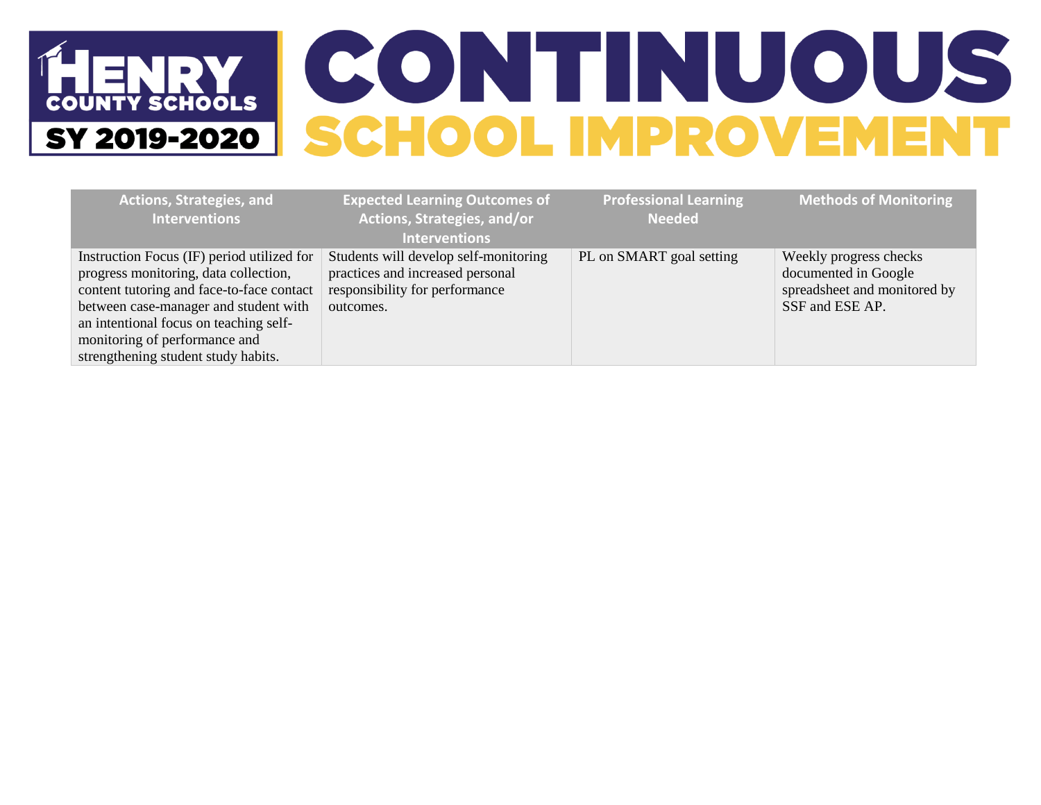| Actions, Strategies, and Interventions | Expected Learning Outcomes of Actions, Strategies, and/or Interventions | Professional Learning Needed | Methods of Monitoring |
|---|---|---|---|
| Instruction Focus (IF) period utilized for progress monitoring, data collection, content tutoring and face-to-face contact between case-manager and student with an intentional focus on teaching self-monitoring of performance and strengthening student study habits. | Students will develop self-monitoring practices and increased personal responsibility for performance outcomes. | PL on SMART goal setting | Weekly progress checks documented in Google spreadsheet and monitored by SSF and ESE AP. |